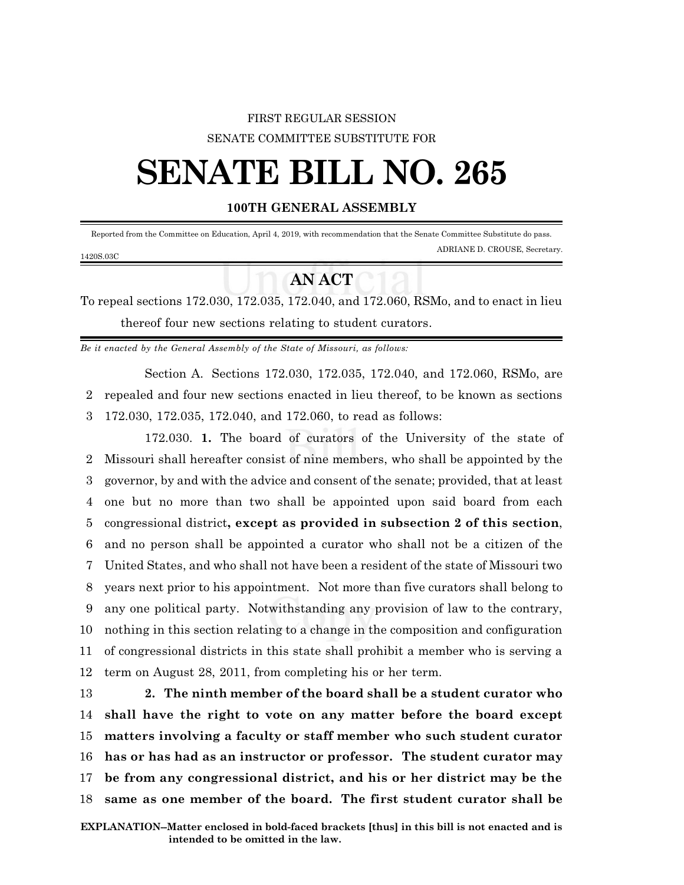FIRST REGULAR SESSION

SENATE COMMITTEE SUBSTITUTE FOR

# SENATE BILL NO. 265

**100TH GENERAL ASSEMBLY**

Reported from the Committee on Education, April 4, 2019, with recommendation that the Senate Committee Substitute do pass.

ADRIANE D. CROUSE, Secretary.

1420S.03C

## AN ACT

To repeal sections 172.030, 172.035, 172.040, and 172.060, RSMo, and to enact in lieu thereof four new sections relating to student curators.

*Be it enacted by the General Assembly of the State of Missouri, as follows:*

Section A. Sections 172.030, 172.035, 172.040, and 172.060, RSMo, are repealed and four new sections enacted in lieu thereof, to be known as sections 172.030, 172.035, 172.040, and 172.060, to read as follows:

172.030. **1.** The board of curators of the University of the state of Missouri shall hereafter consist of nine members, who shall be appointed by the governor, by and with the advice and consent of the senate; provided, that at least one but no more than two shall be appointed upon said board from each congressional district**, except as provided in subsection 2 of this section**, and no person shall be appointed a curator who shall not be a citizen of the United States, and who shall not have been a resident of the state of Missouri two years next prior to his appointment. Not more than five curators shall belong to any one political party. Notwithstanding any provision of law to the contrary, nothing in this section relating to a change in the composition and configuration of congressional districts in this state shall prohibit a member who is serving a term on August 28, 2011, from completing his or her term.

**2. The ninth member of the board shall be a student curator who shall have the right to vote on any matter before the board except matters involving a faculty or staff member who such student curator has or has had as an instructor or professor. The student curator may be from any congressional district, and his or her district may be the same as one member of the board. The first student curator shall be**

**EXPLANATION–Matter enclosed in bold-faced brackets [thus] in this bill is not enacted and is intended to be omitted in the law.**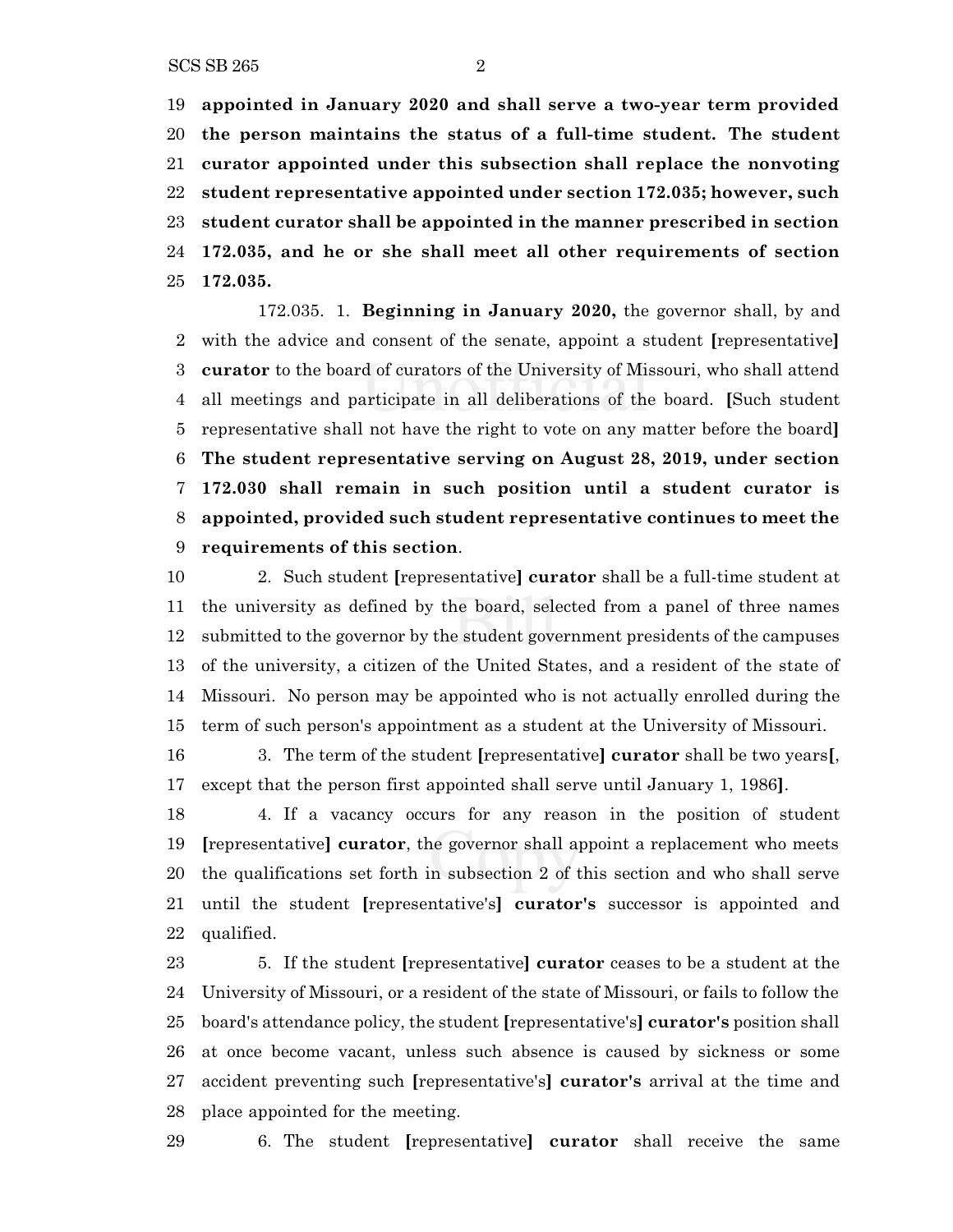**appointed in January 2020 and shall serve a two-year term provided the person maintains the status of a full-time student. The student curator appointed under this subsection shall replace the nonvoting student representative appointed under section 172.035; however, such student curator shall be appointed in the manner prescribed in section 172.035, and he or she shall meet all other requirements of section 172.035.**

172.035. 1. **Beginning in January 2020,** the governor shall, by and with the advice and consent of the senate, appoint a student [representative] **curator** to the board of curators of the University of Missouri, who shall attend all meetings and participate in all deliberations of the board. [Such student representative shall not have the right to vote on any matter before the board] **The student representative serving on August 28, 2019, under section 172.030 shall remain in such position until a student curator is appointed, provided such student representative continues to meet the requirements of this section**.

2. Such student [representative] **curator** shall be a full-time student at the university as defined by the board, selected from a panel of three names submitted to the governor by the student government presidents of the campuses of the university, a citizen of the United States, and a resident of the state of Missouri. No person may be appointed who is not actually enrolled during the term of such person's appointment as a student at the University of Missouri.

3. The term of the student [representative] **curator** shall be two years[, except that the person first appointed shall serve until January 1, 1986].

4. If a vacancy occurs for any reason in the position of student [representative] **curator**, the governor shall appoint a replacement who meets the qualifications set forth in subsection 2 of this section and who shall serve until the student [representative's] **curator's** successor is appointed and qualified.

5. If the student [representative] **curator** ceases to be a student at the University of Missouri, or a resident of the state of Missouri, or fails to follow the board's attendance policy, the student [representative's] **curator's** position shall at once become vacant, unless such absence is caused by sickness or some accident preventing such [representative's] **curator's** arrival at the time and place appointed for the meeting.

6. The student [representative] **curator** shall receive the same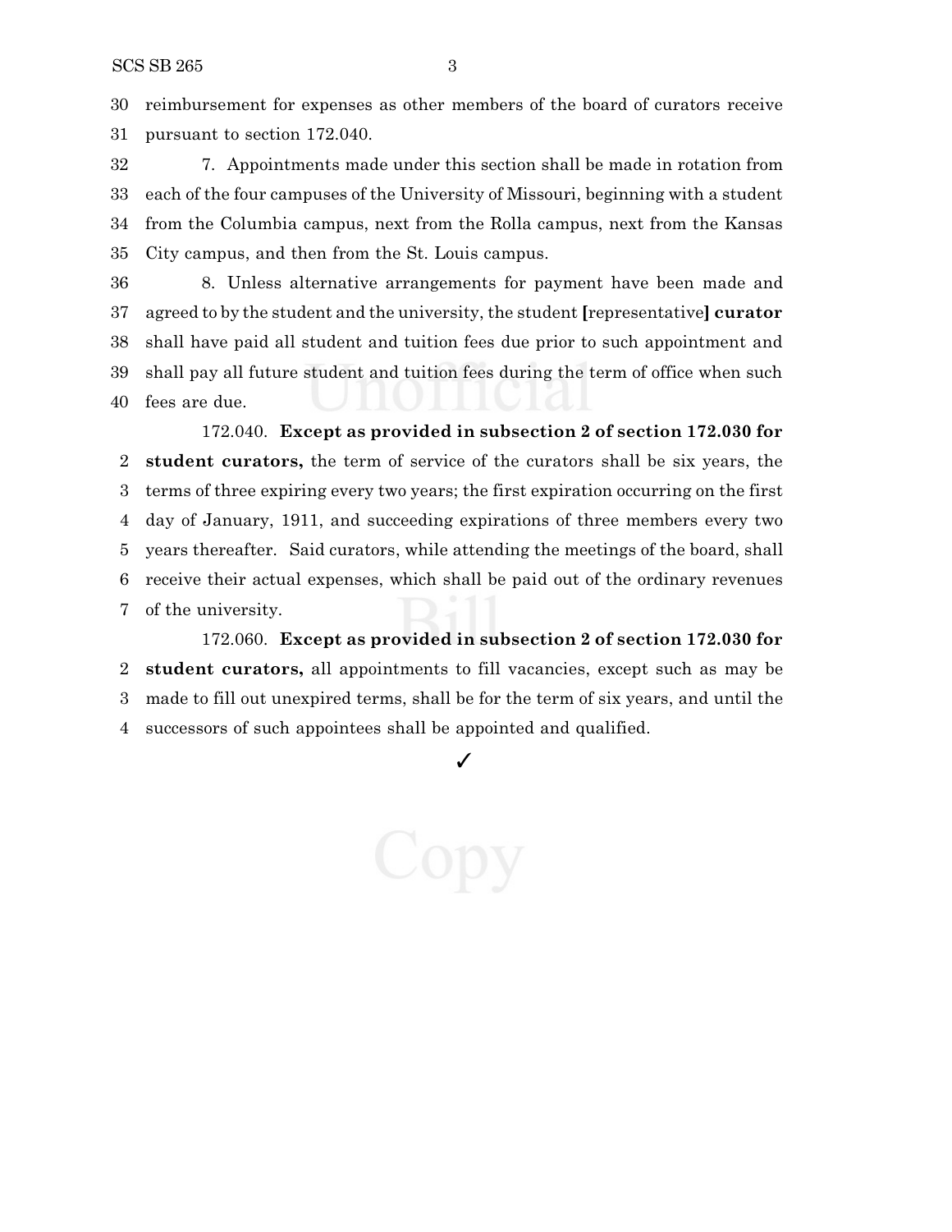reimbursement for expenses as other members of the board of curators receive pursuant to section 172.040.

7. Appointments made under this section shall be made in rotation from each of the four campuses of the University of Missouri, beginning with a student from the Columbia campus, next from the Rolla campus, next from the Kansas City campus, and then from the St. Louis campus.

8. Unless alternative arrangements for payment have been made and agreed to by the student and the university, the student **[**representative**]** **curator** shall have paid all student and tuition fees due prior to such appointment and shall pay all future student and tuition fees during the term of office when such fees are due.

172.040. **Except as provided in subsection 2 of section 172.030 for student curators,** the term of service of the curators shall be six years, the terms of three expiring every two years; the first expiration occurring on the first day of January, 1911, and succeeding expirations of three members every two years thereafter. Said curators, while attending the meetings of the board, shall receive their actual expenses, which shall be paid out of the ordinary revenues of the university.

172.060. **Except as provided in subsection 2 of section 172.030 for student curators,** all appointments to fill vacancies, except such as may be made to fill out unexpired terms, shall be for the term of six years, and until the successors of such appointees shall be appointed and qualified.

✓